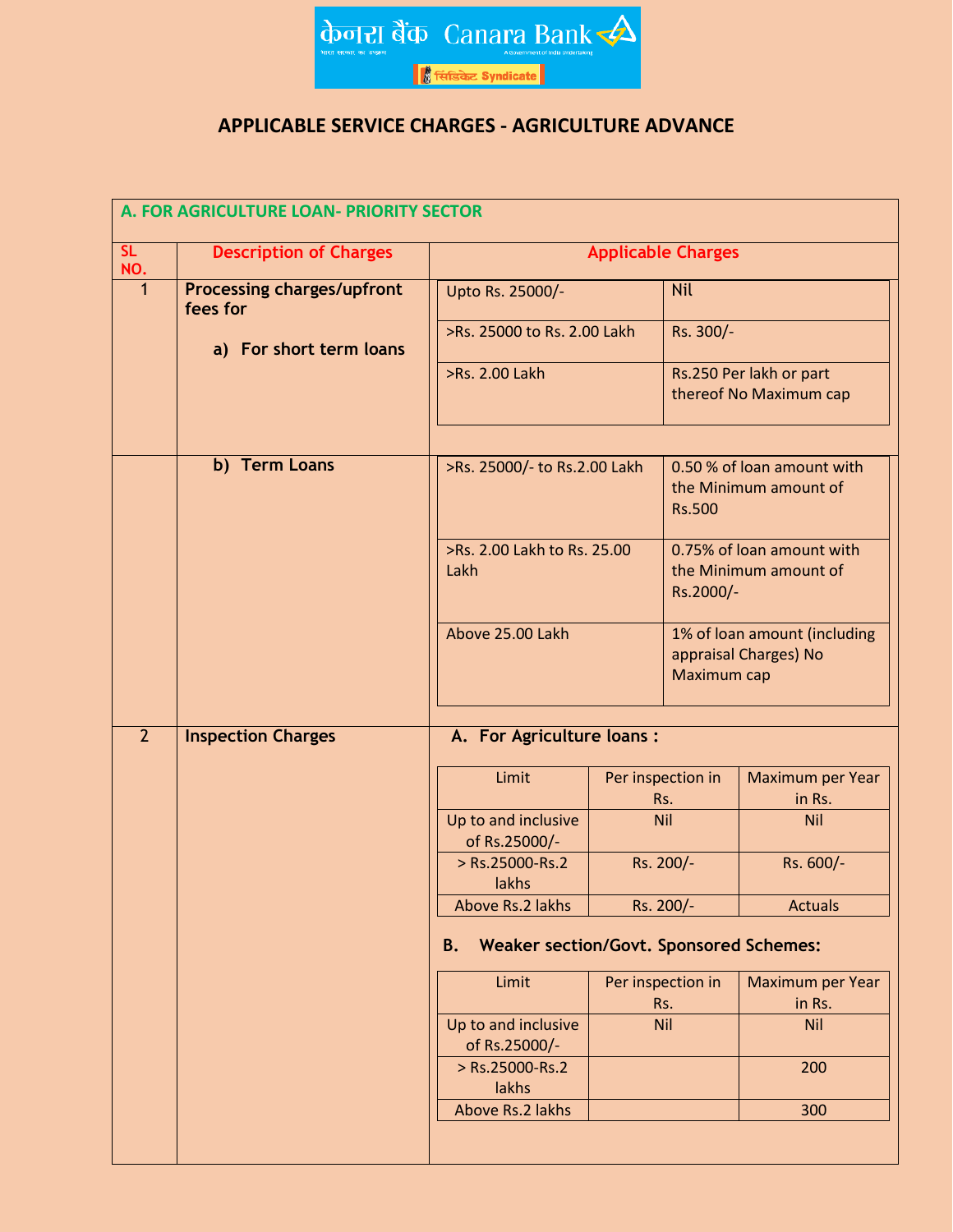# APPLICABLE SERVICE CHARGES - AGRICULTURE ADVANCE

## A. FOR AGRICULTURE LOAN- PRIORITY SECTOR

| SL NO. | Description of Charges | Applicable Charges | |
|---|---|---|---|
| 1 | **Processing charges/upfront fees for** **a) For short term loans** | Upto Rs. 25000/- | Nil |
| | | >Rs. 25000 to Rs. 2.00 Lakh | Rs. 300/- |
| | | >Rs. 2.00 Lakh | Rs.250 Per lakh or part thereof No Maximum cap |
| | **b) Term Loans** | >Rs. 25000/- to Rs.2.00 Lakh | 0.50 % of loan amount with the Minimum amount of Rs.500 |
| | | >Rs. 2.00 Lakh to Rs. 25.00 Lakh | 0.75% of loan amount with the Minimum amount of Rs.2000/- |
| | | Above 25.00 Lakh | 1% of loan amount (including appraisal Charges) No Maximum cap |

**2. Inspection Charges**

**A. For Agriculture loans :**

| Limit | Per inspection in Rs. | Maximum per Year in Rs. |
|---|---|---|
| Up to and inclusive of Rs.25000/- | Nil | Nil |
| > Rs.25000-Rs.2 lakhs | Rs. 200/- | Rs. 600/- |
| Above Rs.2 lakhs | Rs. 200/- | Actuals |

**B. Weaker section/Govt. Sponsored Schemes:**

| Limit | Per inspection in Rs. | Maximum per Year in Rs. |
|---|---|---|
| Up to and inclusive of Rs.25000/- | Nil | Nil |
| > Rs.25000-Rs.2 lakhs | | 200 |
| Above Rs.2 lakhs | | 300 |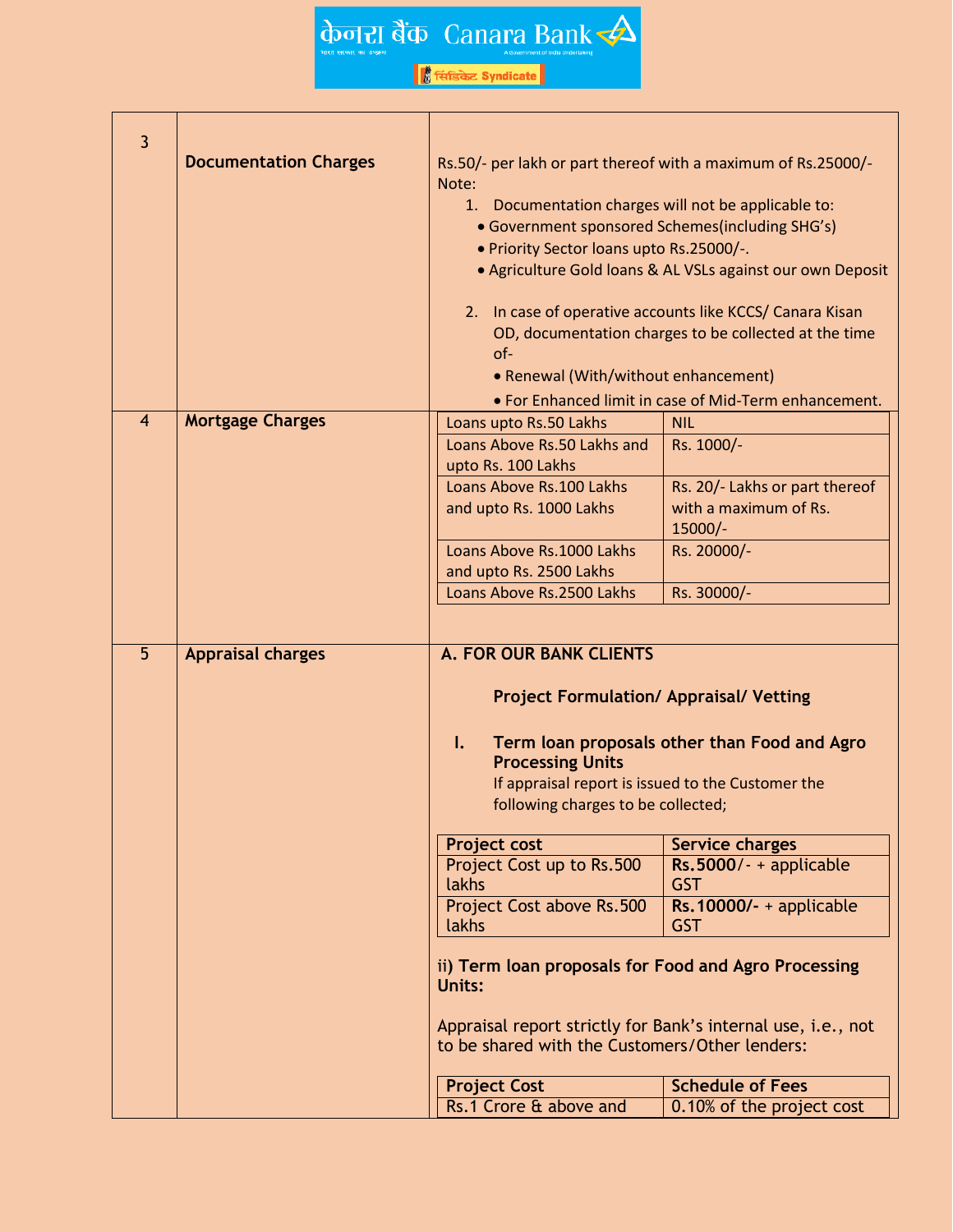| 3 | **Documentation Charges** | Rs.50/- per lakh or part thereof with a maximum of Rs.25000/-<br>Note:<br>1. Documentation charges will not be applicable to:<br>• Government sponsored Schemes(including SHG's)<br>• Priority Sector loans upto Rs.25000/-.<br>• Agriculture Gold loans & AL VSLs against our own Deposit<br><br>2. In case of operative accounts like KCCS/ Canara Kisan OD, documentation charges to be collected at the time of-<br>• Renewal (With/without enhancement)<br>• For Enhanced limit in case of Mid-Term enhancement. |
|---|---|---|
| 4 | **Mortgage Charges** | Loans upto Rs.50 Lakhs: NIL<br>Loans Above Rs.50 Lakhs and upto Rs. 100 Lakhs: Rs. 1000/-<br>Loans Above Rs.100 Lakhs and upto Rs. 1000 Lakhs: Rs. 20/- Lakhs or part thereof with a maximum of Rs. 15000/-<br>Loans Above Rs.1000 Lakhs and upto Rs. 2500 Lakhs: Rs. 20000/-<br>Loans Above Rs.2500 Lakhs: Rs. 30000/- |
| 5 | **Appraisal charges** | **A. FOR OUR BANK CLIENTS**<br><br>**Project Formulation/ Appraisal/ Vetting**<br><br>**I. Term loan proposals other than Food and Agro Processing Units**<br>If appraisal report is issued to the Customer the following charges to be collected;<br><br>Project cost / Service charges:<br>Project Cost up to Rs.500 lakhs: **Rs.5000**/- + applicable GST<br>Project Cost above Rs.500 lakhs: **Rs.10000/-** + applicable GST<br><br>ii) **Term loan proposals for Food and Agro Processing Units:**<br><br>Appraisal report strictly for Bank's internal use, i.e., not to be shared with the Customers/Other lenders:<br><br>Project Cost / Schedule of Fees:<br>Rs.1 Crore & above and: 0.10% of the project cost |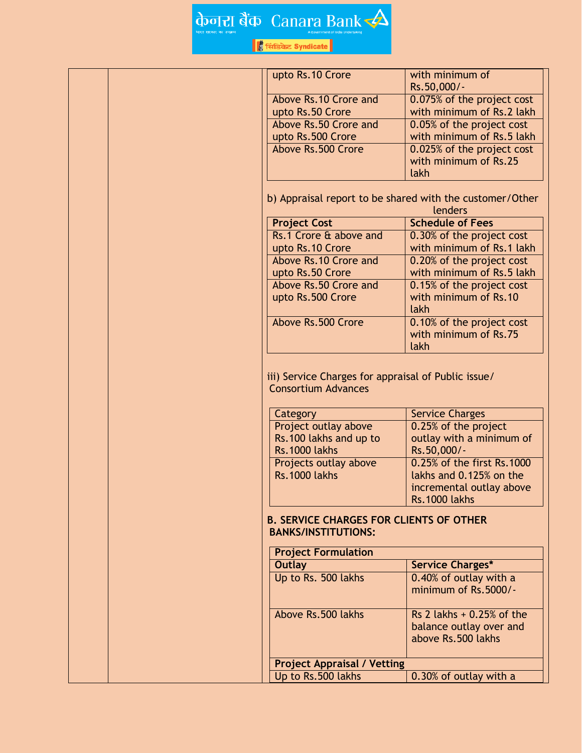| | |
|---|---|
| upto Rs.10 Crore | with minimum of Rs.50,000/- |
| Above Rs.10 Crore and upto Rs.50 Crore | 0.075% of the project cost with minimum of Rs.2 lakh |
| Above Rs.50 Crore and upto Rs.500 Crore | 0.05% of the project cost with minimum of Rs.5 lakh |
| Above Rs.500 Crore | 0.025% of the project cost with minimum of Rs.25 lakh |

b) Appraisal report to be shared with the customer/Other lenders

| Project Cost | Schedule of Fees |
|---|---|
| Rs.1 Crore & above and upto Rs.10 Crore | 0.30% of the project cost with minimum of Rs.1 lakh |
| Above Rs.10 Crore and upto Rs.50 Crore | 0.20% of the project cost with minimum of Rs.5 lakh |
| Above Rs.50 Crore and upto Rs.500 Crore | 0.15% of the project cost with minimum of Rs.10 lakh |
| Above Rs.500 Crore | 0.10% of the project cost with minimum of Rs.75 lakh |

iii) Service Charges for appraisal of Public issue/ Consortium Advances

| Category | Service Charges |
|---|---|
| Project outlay above Rs.100 lakhs and up to Rs.1000 lakhs | 0.25% of the project outlay with a minimum of Rs.50,000/- |
| Projects outlay above Rs.1000 lakhs | 0.25% of the first Rs.1000 lakhs and 0.125% on the incremental outlay above Rs.1000 lakhs |

**B. SERVICE CHARGES FOR CLIENTS OF OTHER BANKS/INSTITUTIONS:**

| **Project Formulation** | |
|---|---|
| **Outlay** | **Service Charges*** |
| Up to Rs. 500 lakhs | 0.40% of outlay with a minimum of Rs.5000/- |
| Above Rs.500 lakhs | Rs 2 lakhs + 0.25% of the balance outlay over and above Rs.500 lakhs |
| **Project Appraisal / Vetting** | |
| Up to Rs.500 lakhs | 0.30% of outlay with a |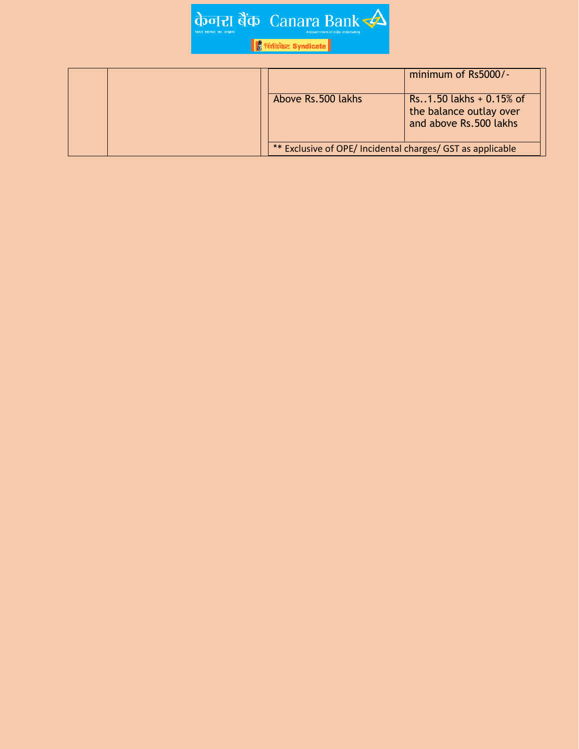| | | | | |
|---|---|---|---|---|
| | | | | minimum of Rs5000/- |
| | | | Above Rs.500 lakhs | Rs..1.50 lakhs + 0.15% of the balance outlay over and above Rs.500 lakhs |
| | | | ** Exclusive of OPE/ Incidental charges/ GST as applicable | |